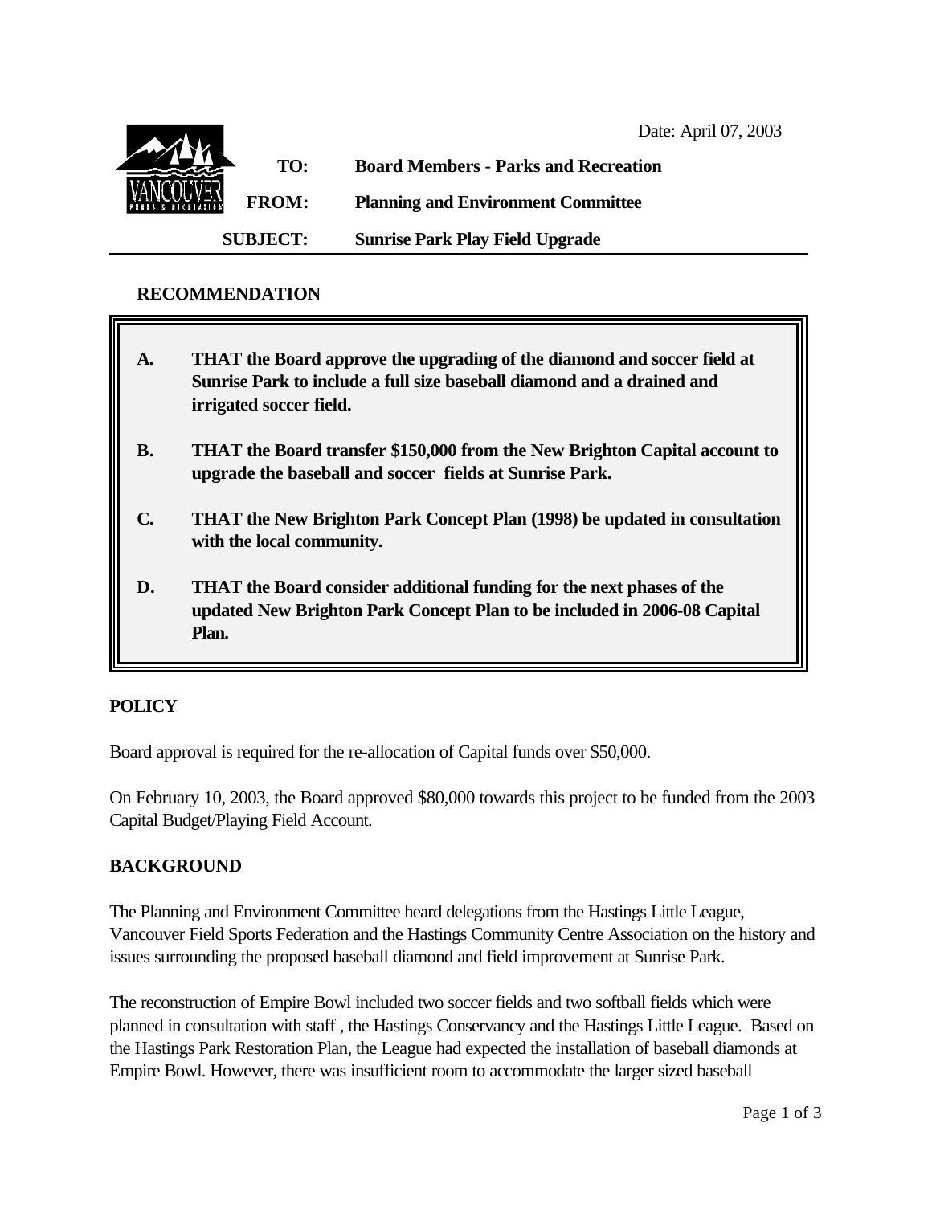Date: April 07, 2003

**TO:** Board Members - Parks and Recreation

**FROM:** Planning and Environment Committee

**SUBJECT:** Sunrise Park Play Field Upgrade

---

## RECOMMENDATION

**A. THAT the Board approve the upgrading of the diamond and soccer field at Sunrise Park to include a full size baseball diamond and a drained and irrigated soccer field.**

**B. THAT the Board transfer $150,000 from the New Brighton Capital account to upgrade the baseball and soccer fields at Sunrise Park.**

**C. THAT the New Brighton Park Concept Plan (1998) be updated in consultation with the local community.**

**D. THAT the Board consider additional funding for the next phases of the updated New Brighton Park Concept Plan to be included in 2006-08 Capital Plan.**

## POLICY

Board approval is required for the re-allocation of Capital funds over $50,000.

On February 10, 2003, the Board approved $80,000 towards this project to be funded from the 2003 Capital Budget/Playing Field Account.

## BACKGROUND

The Planning and Environment Committee heard delegations from the Hastings Little League, Vancouver Field Sports Federation and the Hastings Community Centre Association on the history and issues surrounding the proposed baseball diamond and field improvement at Sunrise Park.

The reconstruction of Empire Bowl included two soccer fields and two softball fields which were planned in consultation with staff , the Hastings Conservancy and the Hastings Little League. Based on the Hastings Park Restoration Plan, the League had expected the installation of baseball diamonds at Empire Bowl. However, there was insufficient room to accommodate the larger sized baseball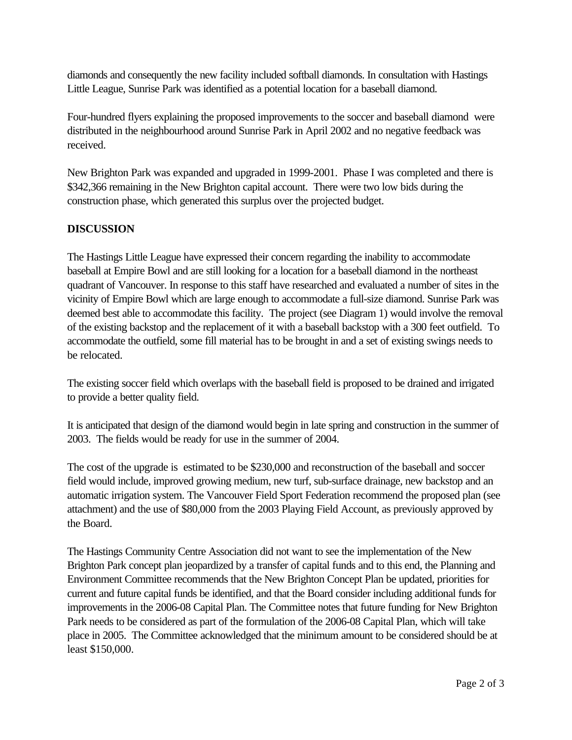diamonds and consequently the new facility included softball diamonds. In consultation with Hastings Little League, Sunrise Park was identified as a potential location for a baseball diamond.

Four-hundred flyers explaining the proposed improvements to the soccer and baseball diamond were distributed in the neighbourhood around Sunrise Park in April 2002 and no negative feedback was received.

New Brighton Park was expanded and upgraded in 1999-2001. Phase I was completed and there is $342,366 remaining in the New Brighton capital account. There were two low bids during the construction phase, which generated this surplus over the projected budget.

**DISCUSSION**

The Hastings Little League have expressed their concern regarding the inability to accommodate baseball at Empire Bowl and are still looking for a location for a baseball diamond in the northeast quadrant of Vancouver. In response to this staff have researched and evaluated a number of sites in the vicinity of Empire Bowl which are large enough to accommodate a full-size diamond. Sunrise Park was deemed best able to accommodate this facility. The project (see Diagram 1) would involve the removal of the existing backstop and the replacement of it with a baseball backstop with a 300 feet outfield. To accommodate the outfield, some fill material has to be brought in and a set of existing swings needs to be relocated.

The existing soccer field which overlaps with the baseball field is proposed to be drained and irrigated to provide a better quality field.

It is anticipated that design of the diamond would begin in late spring and construction in the summer of 2003. The fields would be ready for use in the summer of 2004.

The cost of the upgrade is estimated to be $230,000 and reconstruction of the baseball and soccer field would include, improved growing medium, new turf, sub-surface drainage, new backstop and an automatic irrigation system. The Vancouver Field Sport Federation recommend the proposed plan (see attachment) and the use of $80,000 from the 2003 Playing Field Account, as previously approved by the Board.

The Hastings Community Centre Association did not want to see the implementation of the New Brighton Park concept plan jeopardized by a transfer of capital funds and to this end, the Planning and Environment Committee recommends that the New Brighton Concept Plan be updated, priorities for current and future capital funds be identified, and that the Board consider including additional funds for improvements in the 2006-08 Capital Plan. The Committee notes that future funding for New Brighton Park needs to be considered as part of the formulation of the 2006-08 Capital Plan, which will take place in 2005. The Committee acknowledged that the minimum amount to be considered should be at least $150,000.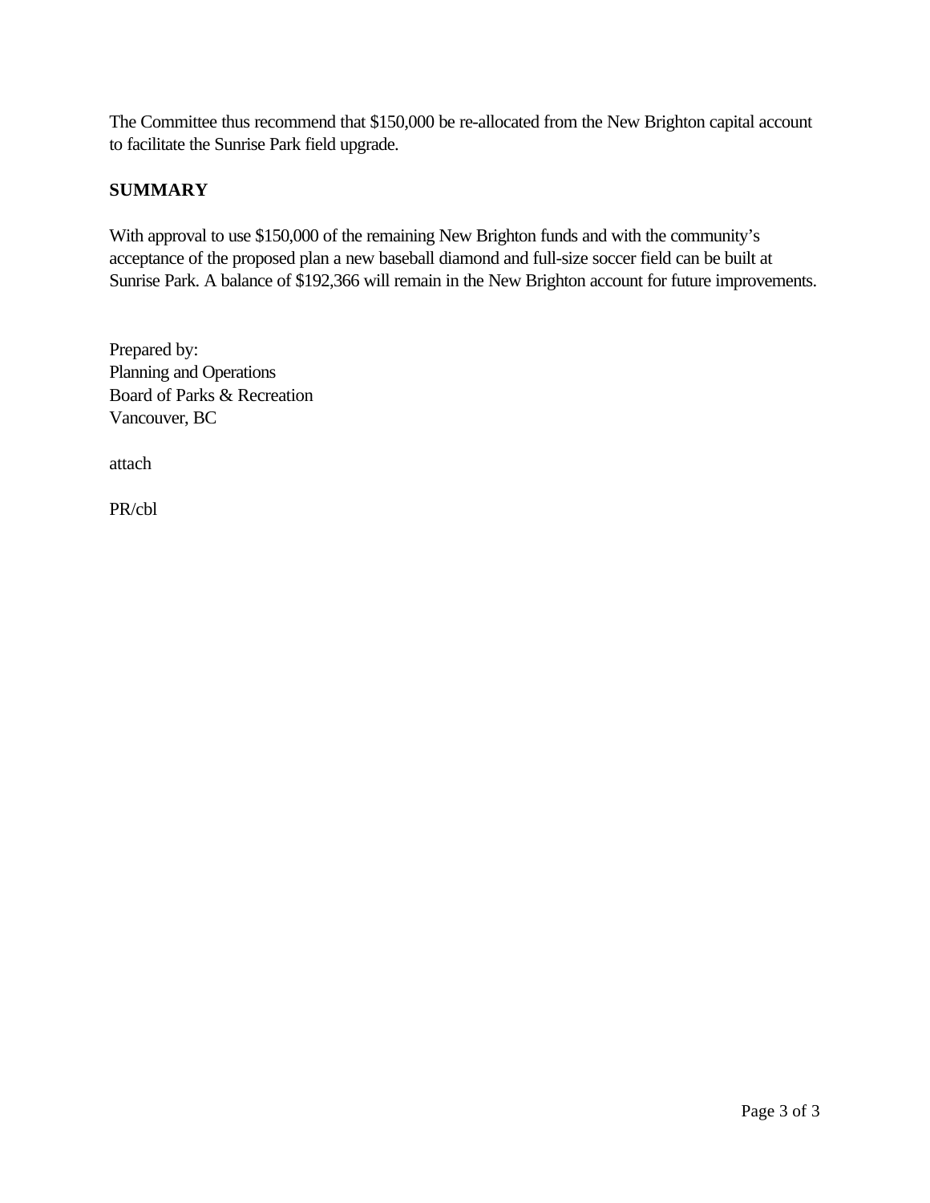The Committee thus recommend that $150,000 be re-allocated from the New Brighton capital account to facilitate the Sunrise Park field upgrade.

## SUMMARY

With approval to use $150,000 of the remaining New Brighton funds and with the community's acceptance of the proposed plan a new baseball diamond and full-size soccer field can be built at Sunrise Park. A balance of $192,366 will remain in the New Brighton account for future improvements.

Prepared by:
Planning and Operations
Board of Parks & Recreation
Vancouver, BC

attach

PR/cbl